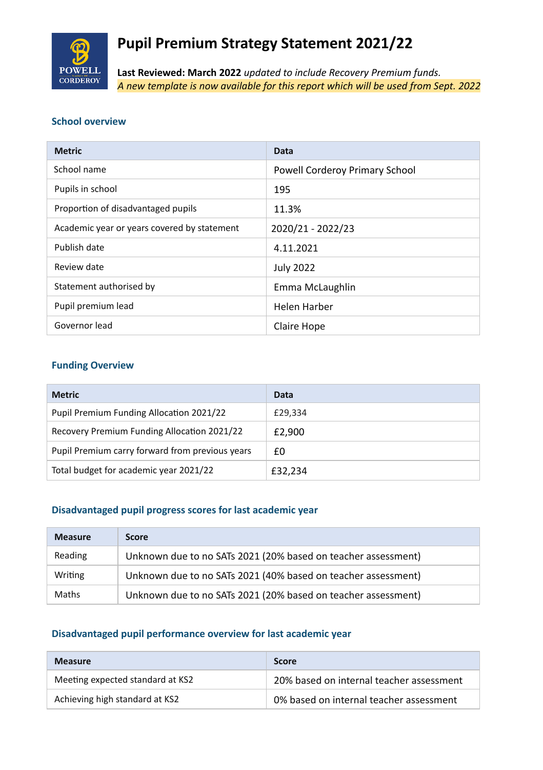# Pupil Premium Strategy Statement 2021/22

**Last Reviewed: March 2022** *updated to include Recovery Premium funds.*
*A new template is now available for this report which will be used from Sept. 2022*

## School overview

| Metric | Data |
|---|---|
| School name | Powell Corderoy Primary School |
| Pupils in school | 195 |
| Proportion of disadvantaged pupils | 11.3% |
| Academic year or years covered by statement | 2020/21 - 2022/23 |
| Publish date | 4.11.2021 |
| Review date | July 2022 |
| Statement authorised by | Emma McLaughlin |
| Pupil premium lead | Helen Harber |
| Governor lead | Claire Hope |

## Funding Overview

| Metric | Data |
|---|---|
| Pupil Premium Funding Allocation 2021/22 | £29,334 |
| Recovery Premium Funding Allocation 2021/22 | £2,900 |
| Pupil Premium carry forward from previous years | £0 |
| Total budget for academic year 2021/22 | £32,234 |

## Disadvantaged pupil progress scores for last academic year

| Measure | Score |
|---|---|
| Reading | Unknown due to no SATs 2021 (20% based on teacher assessment) |
| Writing | Unknown due to no SATs 2021 (40% based on teacher assessment) |
| Maths | Unknown due to no SATs 2021 (20% based on teacher assessment) |

## Disadvantaged pupil performance overview for last academic year

| Measure | Score |
|---|---|
| Meeting expected standard at KS2 | 20% based on internal teacher assessment |
| Achieving high standard at KS2 | 0% based on internal teacher assessment |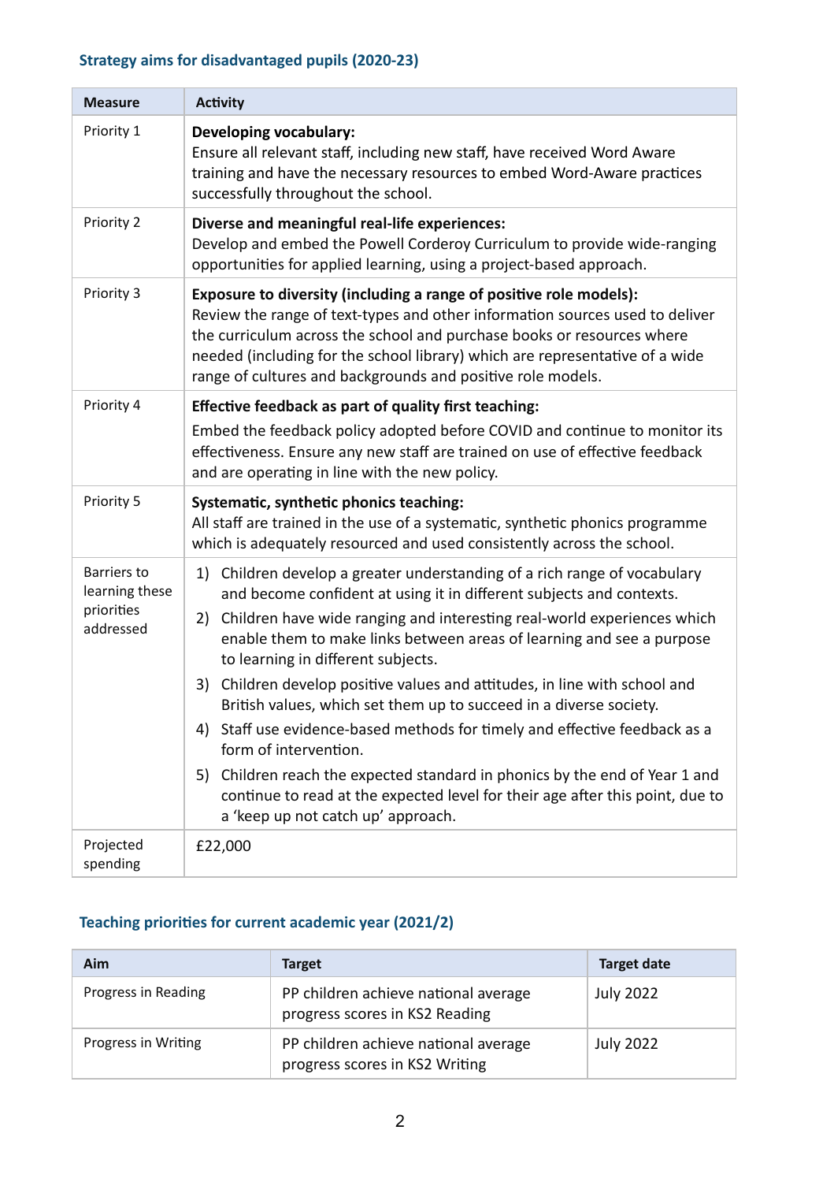## Strategy aims for disadvantaged pupils (2020-23)

| Measure | Activity |
| --- | --- |
| Priority 1 | **Developing vocabulary:** Ensure all relevant staff, including new staff, have received Word Aware training and have the necessary resources to embed Word-Aware practices successfully throughout the school. |
| Priority 2 | **Diverse and meaningful real-life experiences:** Develop and embed the Powell Corderoy Curriculum to provide wide-ranging opportunities for applied learning, using a project-based approach. |
| Priority 3 | **Exposure to diversity (including a range of positive role models):** Review the range of text-types and other information sources used to deliver the curriculum across the school and purchase books or resources where needed (including for the school library) which are representative of a wide range of cultures and backgrounds and positive role models. |
| Priority 4 | **Effective feedback as part of quality first teaching:** Embed the feedback policy adopted before COVID and continue to monitor its effectiveness. Ensure any new staff are trained on use of effective feedback and are operating in line with the new policy. |
| Priority 5 | **Systematic, synthetic phonics teaching:** All staff are trained in the use of a systematic, synthetic phonics programme which is adequately resourced and used consistently across the school. |
| Barriers to learning these priorities addressed | 1) Children develop a greater understanding of a rich range of vocabulary and become confident at using it in different subjects and contexts.<br>2) Children have wide ranging and interesting real-world experiences which enable them to make links between areas of learning and see a purpose to learning in different subjects.<br>3) Children develop positive values and attitudes, in line with school and British values, which set them up to succeed in a diverse society.<br>4) Staff use evidence-based methods for timely and effective feedback as a form of intervention.<br>5) Children reach the expected standard in phonics by the end of Year 1 and continue to read at the expected level for their age after this point, due to a 'keep up not catch up' approach. |
| Projected spending | £22,000 |

## Teaching priorities for current academic year (2021/2)

| Aim | Target | Target date |
| --- | --- | --- |
| Progress in Reading | PP children achieve national average progress scores in KS2 Reading | July 2022 |
| Progress in Writing | PP children achieve national average progress scores in KS2 Writing | July 2022 |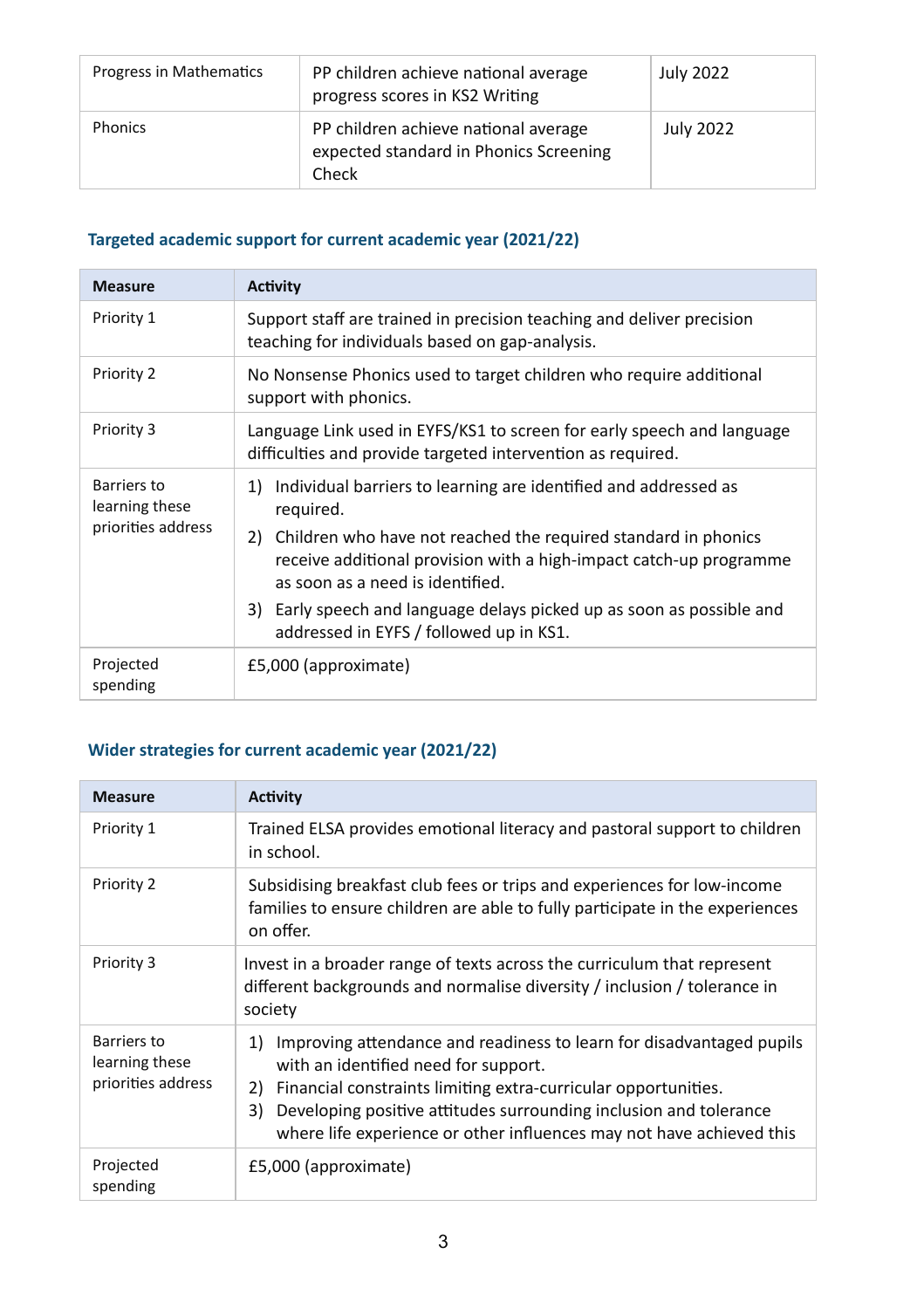| Progress in Mathematics | PP children achieve national average progress scores in KS2 Writing | July 2022 |
|---|---|---|
| Phonics | PP children achieve national average expected standard in Phonics Screening Check | July 2022 |

### Targeted academic support for current academic year (2021/22)

| Measure | Activity |
|---|---|
| Priority 1 | Support staff are trained in precision teaching and deliver precision teaching for individuals based on gap-analysis. |
| Priority 2 | No Nonsense Phonics used to target children who require additional support with phonics. |
| Priority 3 | Language Link used in EYFS/KS1 to screen for early speech and language difficulties and provide targeted intervention as required. |
| Barriers to learning these priorities address | 1) Individual barriers to learning are identified and addressed as required. 2) Children who have not reached the required standard in phonics receive additional provision with a high-impact catch-up programme as soon as a need is identified. 3) Early speech and language delays picked up as soon as possible and addressed in EYFS / followed up in KS1. |
| Projected spending | £5,000 (approximate) |

### Wider strategies for current academic year (2021/22)

| Measure | Activity |
|---|---|
| Priority 1 | Trained ELSA provides emotional literacy and pastoral support to children in school. |
| Priority 2 | Subsidising breakfast club fees or trips and experiences for low-income families to ensure children are able to fully participate in the experiences on offer. |
| Priority 3 | Invest in a broader range of texts across the curriculum that represent different backgrounds and normalise diversity / inclusion / tolerance in society |
| Barriers to learning these priorities address | 1) Improving attendance and readiness to learn for disadvantaged pupils with an identified need for support. 2) Financial constraints limiting extra-curricular opportunities. 3) Developing positive attitudes surrounding inclusion and tolerance where life experience or other influences may not have achieved this |
| Projected spending | £5,000 (approximate) |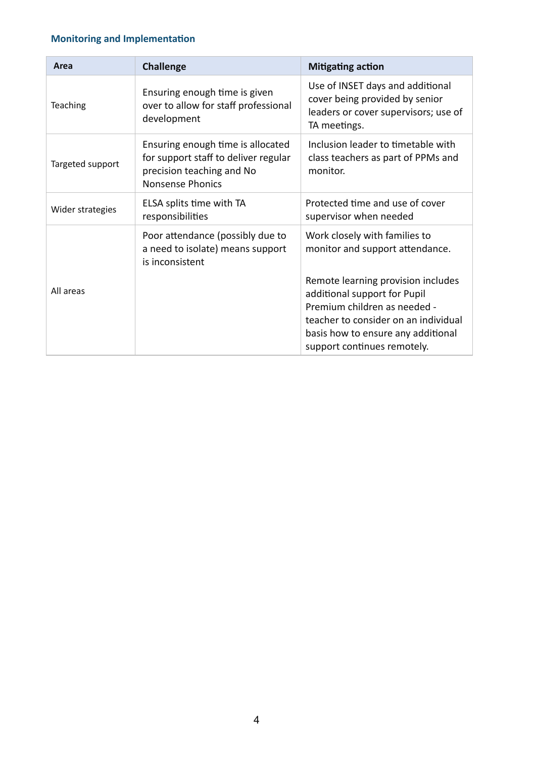### Monitoring and Implementation

| Area | Challenge | Mitigating action |
| --- | --- | --- |
| Teaching | Ensuring enough time is given over to allow for staff professional development | Use of INSET days and additional cover being provided by senior leaders or cover supervisors; use of TA meetings. |
| Targeted support | Ensuring enough time is allocated for support staff to deliver regular precision teaching and No Nonsense Phonics | Inclusion leader to timetable with class teachers as part of PPMs and monitor. |
| Wider strategies | ELSA splits time with TA responsibilities | Protected time and use of cover supervisor when needed |
| All areas | Poor attendance (possibly due to a need to isolate) means support is inconsistent | Work closely with families to monitor and support attendance.<br><br>Remote learning provision includes additional support for Pupil Premium children as needed - teacher to consider on an individual basis how to ensure any additional support continues remotely. |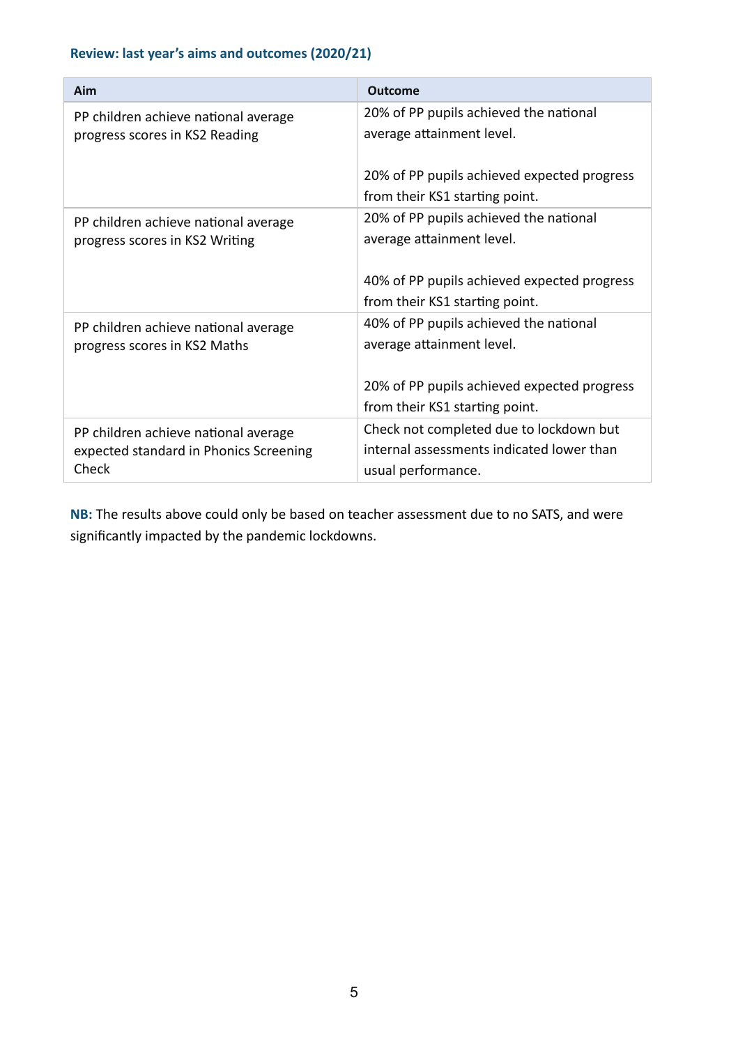### Review: last year's aims and outcomes (2020/21)

| Aim | Outcome |
|---|---|
| PP children achieve national average progress scores in KS2 Reading | 20% of PP pupils achieved the national average attainment level.<br><br>20% of PP pupils achieved expected progress from their KS1 starting point. |
| PP children achieve national average progress scores in KS2 Writing | 20% of PP pupils achieved the national average attainment level.<br><br>40% of PP pupils achieved expected progress from their KS1 starting point. |
| PP children achieve national average progress scores in KS2 Maths | 40% of PP pupils achieved the national average attainment level.<br><br>20% of PP pupils achieved expected progress from their KS1 starting point. |
| PP children achieve national average expected standard in Phonics Screening Check | Check not completed due to lockdown but internal assessments indicated lower than usual performance. |

**NB:** The results above could only be based on teacher assessment due to no SATS, and were significantly impacted by the pandemic lockdowns.